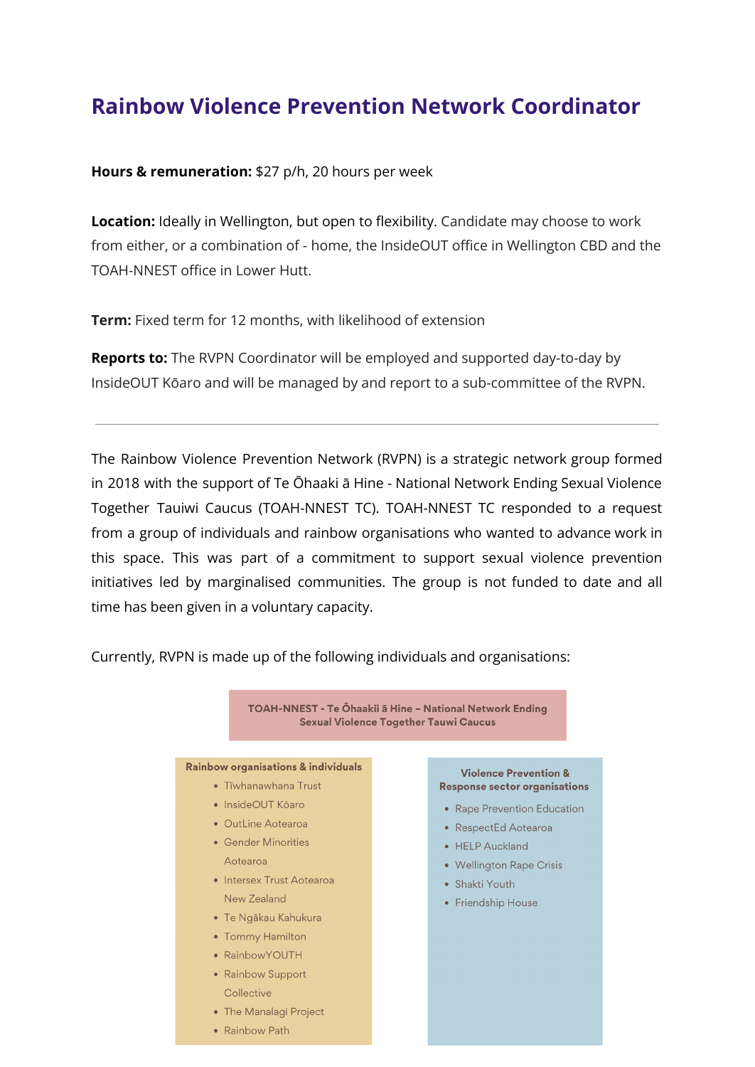# Rainbow Violence Prevention Network Coordinator

**Hours & remuneration:** $27 p/h, 20 hours per week

**Location:** Ideally in Wellington, but open to flexibility. Candidate may choose to work from either, or a combination of - home, the InsideOUT office in Wellington CBD and the TOAH-NNEST office in Lower Hutt.

**Term:** Fixed term for 12 months, with likelihood of extension

**Reports to:** The RVPN Coordinator will be employed and supported day-to-day by InsideOUT Kōaro and will be managed by and report to a sub-committee of the RVPN.

---

The Rainbow Violence Prevention Network (RVPN) is a strategic network group formed in 2018 with the support of Te Ōhaaki ā Hine - National Network Ending Sexual Violence Together Tauiwi Caucus (TOAH-NNEST TC). TOAH-NNEST TC responded to a request from a group of individuals and rainbow organisations who wanted to advance work in this space. This was part of a commitment to support sexual violence prevention initiatives led by marginalised communities. The group is not funded to date and all time has been given in a voluntary capacity.

Currently, RVPN is made up of the following individuals and organisations:

**TOAH-NNEST - Te Ōhaakii ā Hine – National Network Ending Sexual Violence Together Tauwi Caucus**

**Rainbow organisations & individuals**

- Tīwhanawhana Trust
- InsideOUT Kōaro
- OutLine Aotearoa
- Gender Minorities Aotearoa
- Intersex Trust Aotearoa New Zealand
- Te Ngākau Kahukura
- Tommy Hamilton
- RainbowYOUTH
- Rainbow Support Collective
- The Manalagi Project
- Rainbow Path

**Violence Prevention & Response sector organisations**

- Rape Prevention Education
- RespectEd Aotearoa
- HELP Auckland
- Wellington Rape Crisis
- Shakti Youth
- Friendship House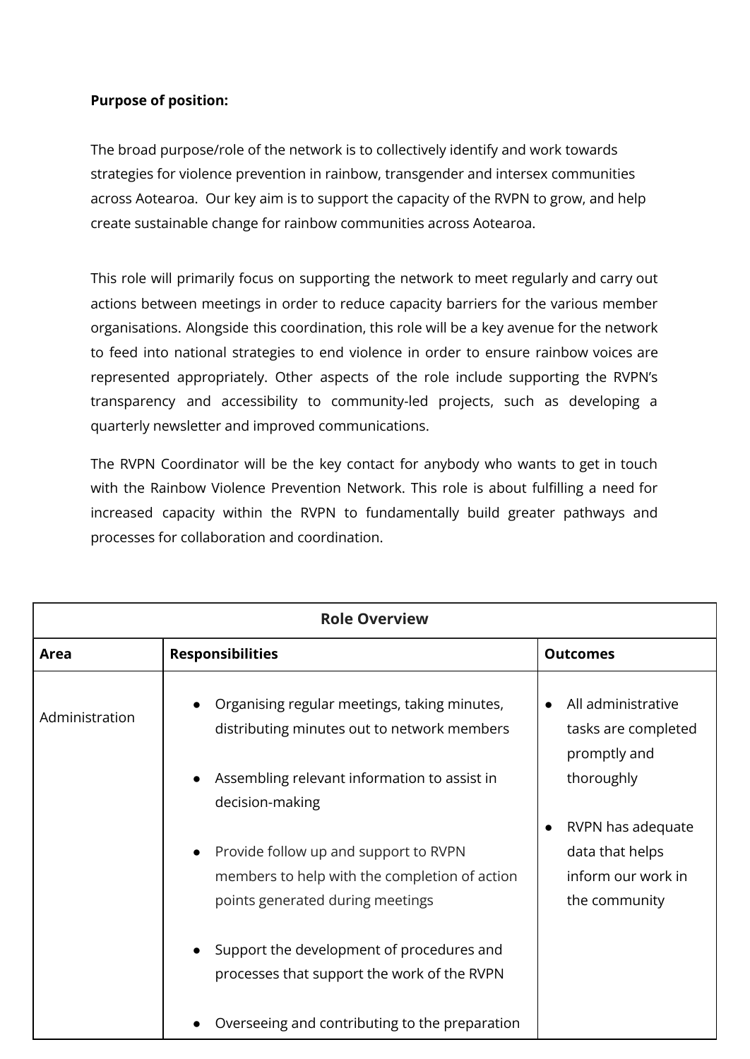**Purpose of position:**

The broad purpose/role of the network is to collectively identify and work towards strategies for violence prevention in rainbow, transgender and intersex communities across Aotearoa. Our key aim is to support the capacity of the RVPN to grow, and help create sustainable change for rainbow communities across Aotearoa.

This role will primarily focus on supporting the network to meet regularly and carry out actions between meetings in order to reduce capacity barriers for the various member organisations. Alongside this coordination, this role will be a key avenue for the network to feed into national strategies to end violence in order to ensure rainbow voices are represented appropriately. Other aspects of the role include supporting the RVPN's transparency and accessibility to community-led projects, such as developing a quarterly newsletter and improved communications.

The RVPN Coordinator will be the key contact for anybody who wants to get in touch with the Rainbow Violence Prevention Network. This role is about fulfilling a need for increased capacity within the RVPN to fundamentally build greater pathways and processes for collaboration and coordination.

| Role Overview | | |
|---|---|---|
| **Area** | **Responsibilities** | **Outcomes** |
| Administration | • Organising regular meetings, taking minutes, distributing minutes out to network members<br><br>• Assembling relevant information to assist in decision-making<br><br>• Provide follow up and support to RVPN members to help with the completion of action points generated during meetings<br><br>• Support the development of procedures and processes that support the work of the RVPN<br><br>• Overseeing and contributing to the preparation | • All administrative tasks are completed promptly and thoroughly<br><br>• RVPN has adequate data that helps inform our work in the community |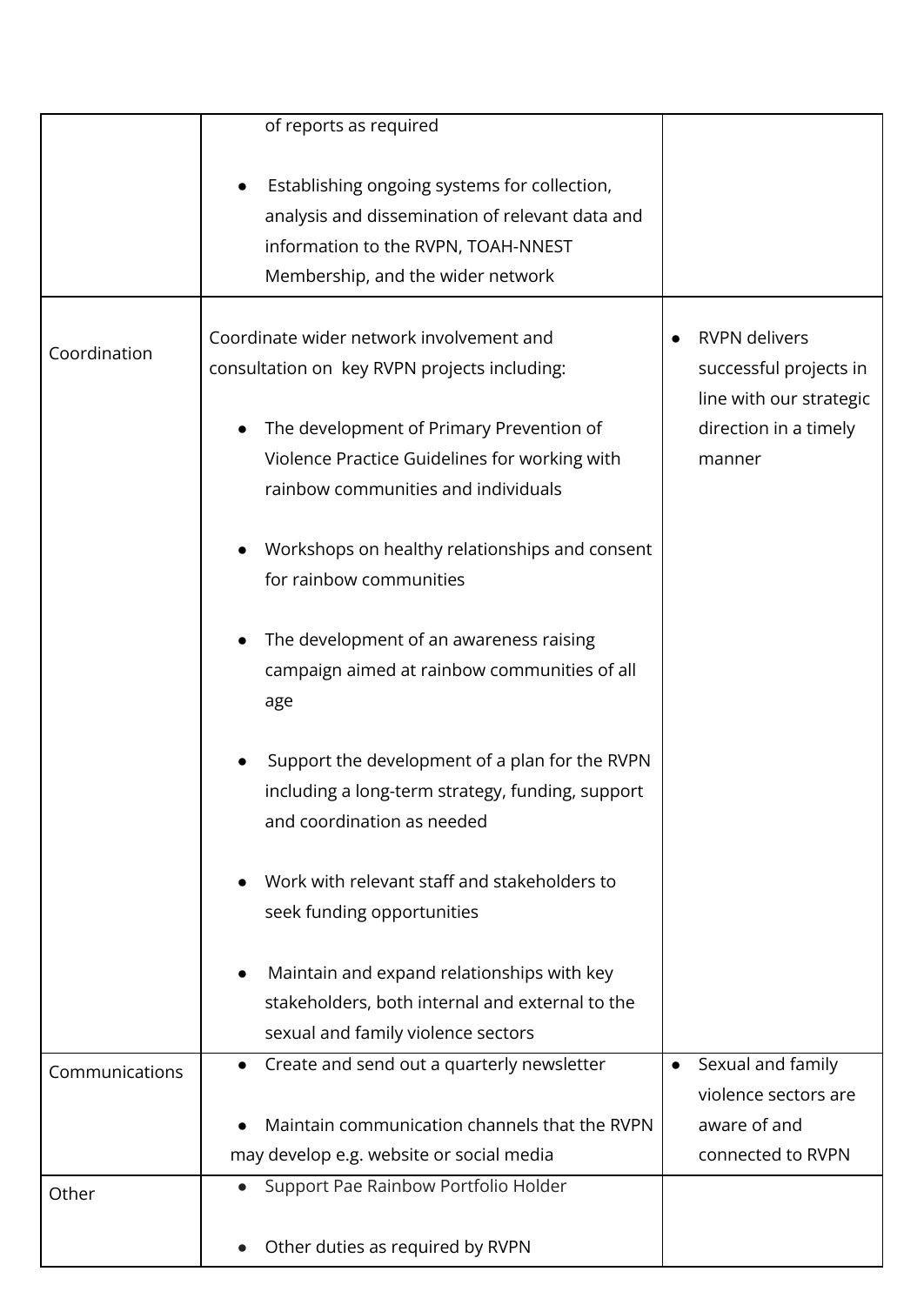| | | |
|---|---|---|
| | of reports as required<br><br>● Establishing ongoing systems for collection, analysis and dissemination of relevant data and information to the RVPN, TOAH-NNEST Membership, and the wider network | |
| Coordination | Coordinate wider network involvement and consultation on key RVPN projects including:<br><br>● The development of Primary Prevention of Violence Practice Guidelines for working with rainbow communities and individuals<br><br>● Workshops on healthy relationships and consent for rainbow communities<br><br>● The development of an awareness raising campaign aimed at rainbow communities of all age<br><br>● Support the development of a plan for the RVPN including a long-term strategy, funding, support and coordination as needed<br><br>● Work with relevant staff and stakeholders to seek funding opportunities<br><br>● Maintain and expand relationships with key stakeholders, both internal and external to the sexual and family violence sectors | ● RVPN delivers successful projects in line with our strategic direction in a timely manner |
| Communications | ● Create and send out a quarterly newsletter<br><br>● Maintain communication channels that the RVPN may develop e.g. website or social media | ● Sexual and family violence sectors are aware of and connected to RVPN |
| Other | ● Support Pae Rainbow Portfolio Holder<br><br>● Other duties as required by RVPN | |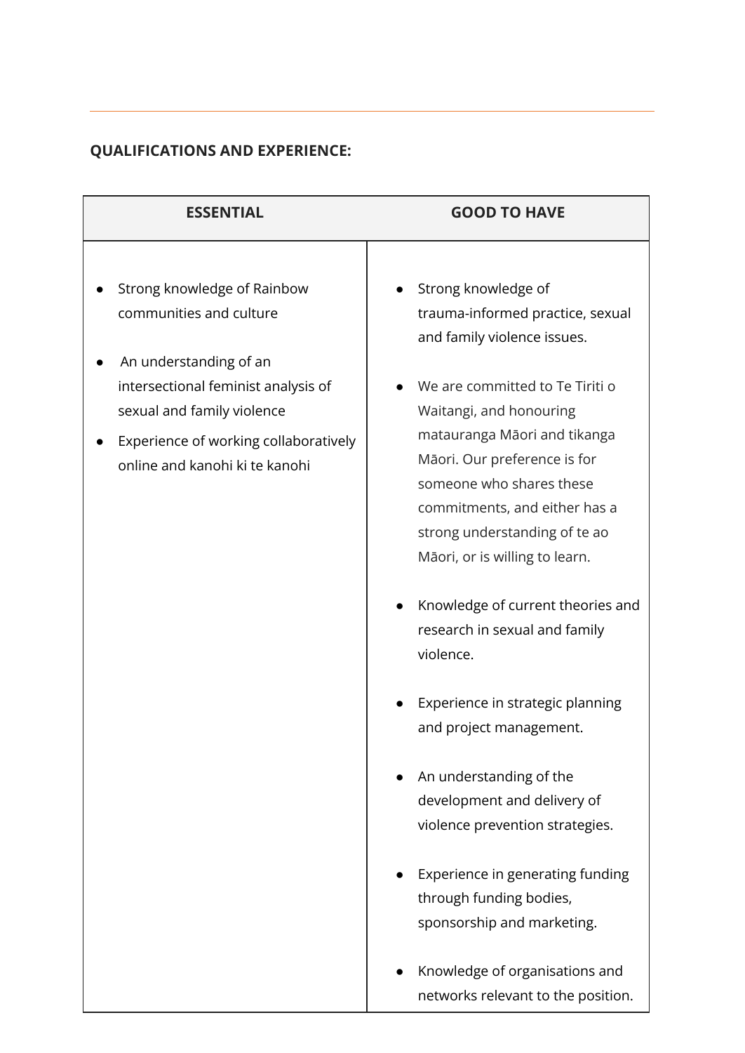**QUALIFICATIONS AND EXPERIENCE:**

| ESSENTIAL | GOOD TO HAVE |
|---|---|
| <ul><li>Strong knowledge of Rainbow communities and culture</li><li>An understanding of an intersectional feminist analysis of sexual and family violence</li><li>Experience of working collaboratively online and kanohi ki te kanohi</li></ul> | <ul><li>Strong knowledge of trauma-informed practice, sexual and family violence issues.</li><li>We are committed to Te Tiriti o Waitangi, and honouring matauranga Māori and tikanga Māori. Our preference is for someone who shares these commitments, and either has a strong understanding of te ao Māori, or is willing to learn.</li><li>Knowledge of current theories and research in sexual and family violence.</li><li>Experience in strategic planning and project management.</li><li>An understanding of the development and delivery of violence prevention strategies.</li><li>Experience in generating funding through funding bodies, sponsorship and marketing.</li><li>Knowledge of organisations and networks relevant to the position.</li></ul> |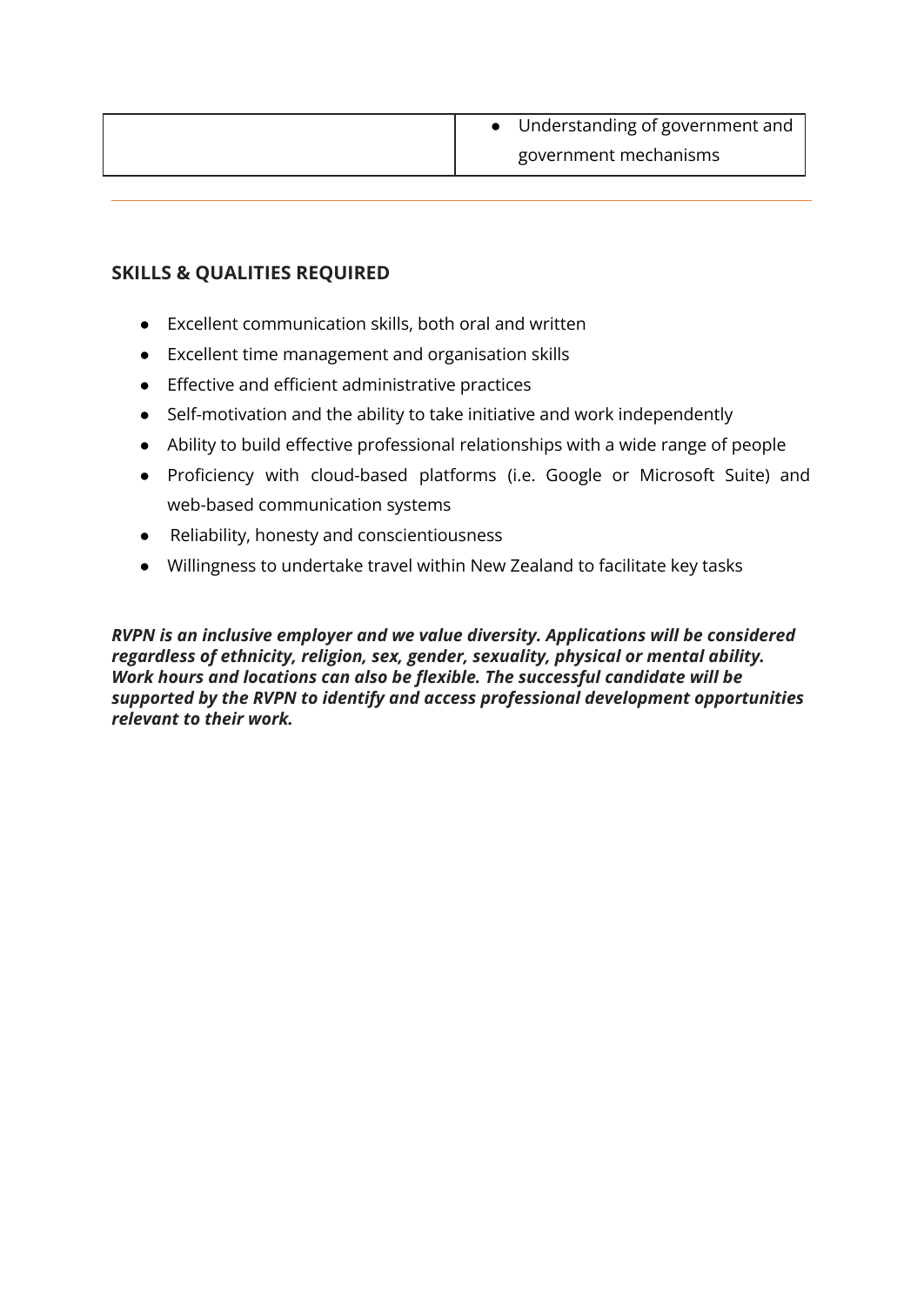| | |
|---|---|
| | • Understanding of government and government mechanisms |

## SKILLS & QUALITIES REQUIRED

- Excellent communication skills, both oral and written
- Excellent time management and organisation skills
- Effective and efficient administrative practices
- Self-motivation and the ability to take initiative and work independently
- Ability to build effective professional relationships with a wide range of people
- Proficiency with cloud-based platforms (i.e. Google or Microsoft Suite) and web-based communication systems
- Reliability, honesty and conscientiousness
- Willingness to undertake travel within New Zealand to facilitate key tasks

***RVPN is an inclusive employer and we value diversity. Applications will be considered regardless of ethnicity, religion, sex, gender, sexuality, physical or mental ability. Work hours and locations can also be flexible. The successful candidate will be supported by the RVPN to identify and access professional development opportunities relevant to their work.***